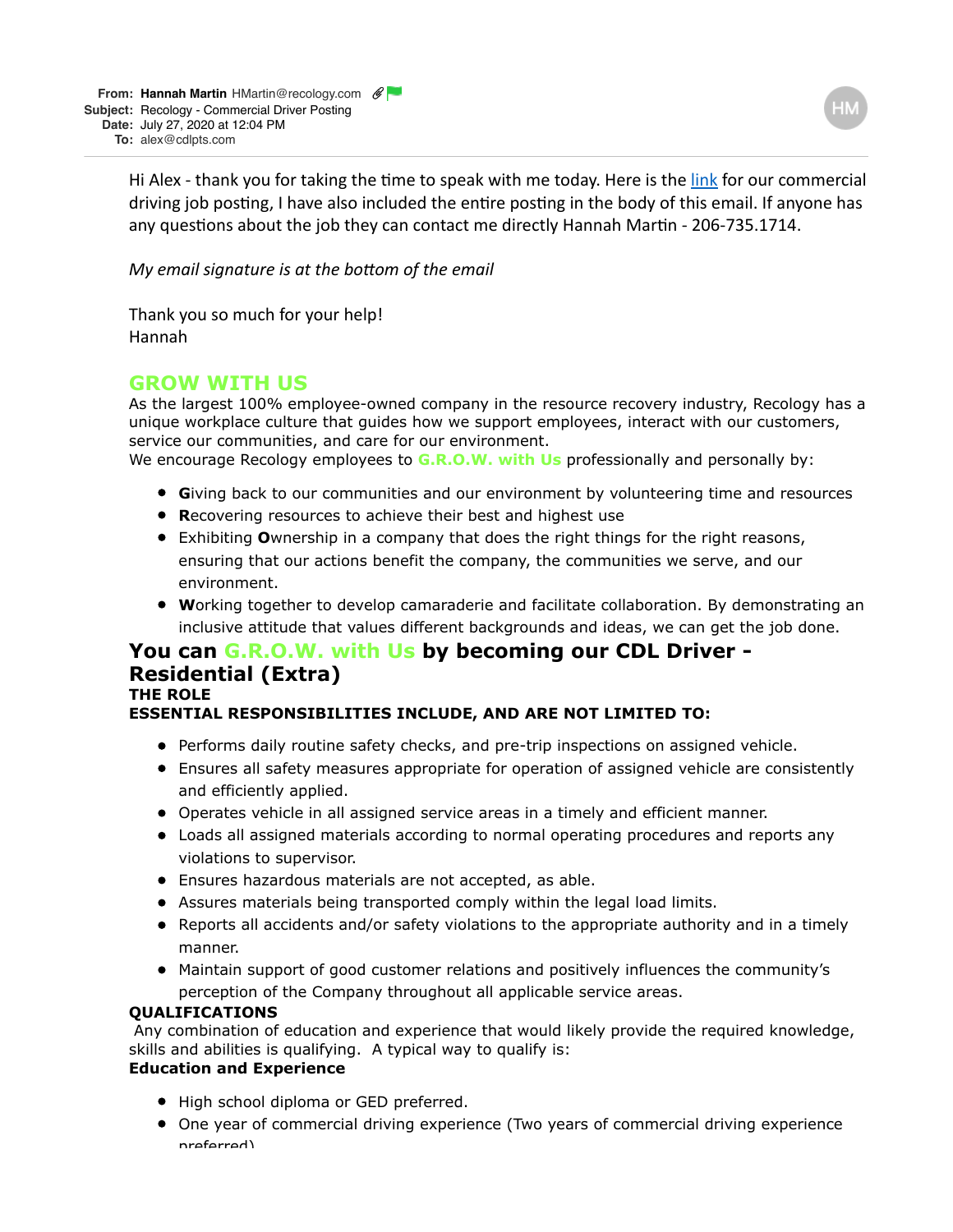**From:** **Hannah Martin** HMartin@recology.com
**Subject:** Recology - Commercial Driver Posting
**Date:** July 27, 2020 at 12:04 PM
**To:** alex@cdlpts.com

HM

Hi Alex - thank you for taking the time to speak with me today. Here is the link for our commercial driving job posting, I have also included the entire posting in the body of this email. If anyone has any questions about the job they can contact me directly Hannah Martin - 206-735.1714.

*My email signature is at the bottom of the email*

Thank you so much for your help!
Hannah

## GROW WITH US

As the largest 100% employee-owned company in the resource recovery industry, Recology has a unique workplace culture that guides how we support employees, interact with our customers, service our communities, and care for our environment.
We encourage Recology employees to **G.R.O.W. with Us** professionally and personally by:

- **G**iving back to our communities and our environment by volunteering time and resources
- **R**ecovering resources to achieve their best and highest use
- Exhibiting **O**wnership in a company that does the right things for the right reasons, ensuring that our actions benefit the company, the communities we serve, and our environment.
- **W**orking together to develop camaraderie and facilitate collaboration. By demonstrating an inclusive attitude that values different backgrounds and ideas, we can get the job done.

## You can G.R.O.W. with Us by becoming our CDL Driver - Residential (Extra)

**THE ROLE**

**ESSENTIAL RESPONSIBILITIES INCLUDE, AND ARE NOT LIMITED TO:**

- Performs daily routine safety checks, and pre-trip inspections on assigned vehicle.
- Ensures all safety measures appropriate for operation of assigned vehicle are consistently and efficiently applied.
- Operates vehicle in all assigned service areas in a timely and efficient manner.
- Loads all assigned materials according to normal operating procedures and reports any violations to supervisor.
- Ensures hazardous materials are not accepted, as able.
- Assures materials being transported comply within the legal load limits.
- Reports all accidents and/or safety violations to the appropriate authority and in a timely manner.
- Maintain support of good customer relations and positively influences the community's perception of the Company throughout all applicable service areas.

**QUALIFICATIONS**

Any combination of education and experience that would likely provide the required knowledge, skills and abilities is qualifying. A typical way to qualify is:

**Education and Experience**

- High school diploma or GED preferred.
- One year of commercial driving experience (Two years of commercial driving experience preferred)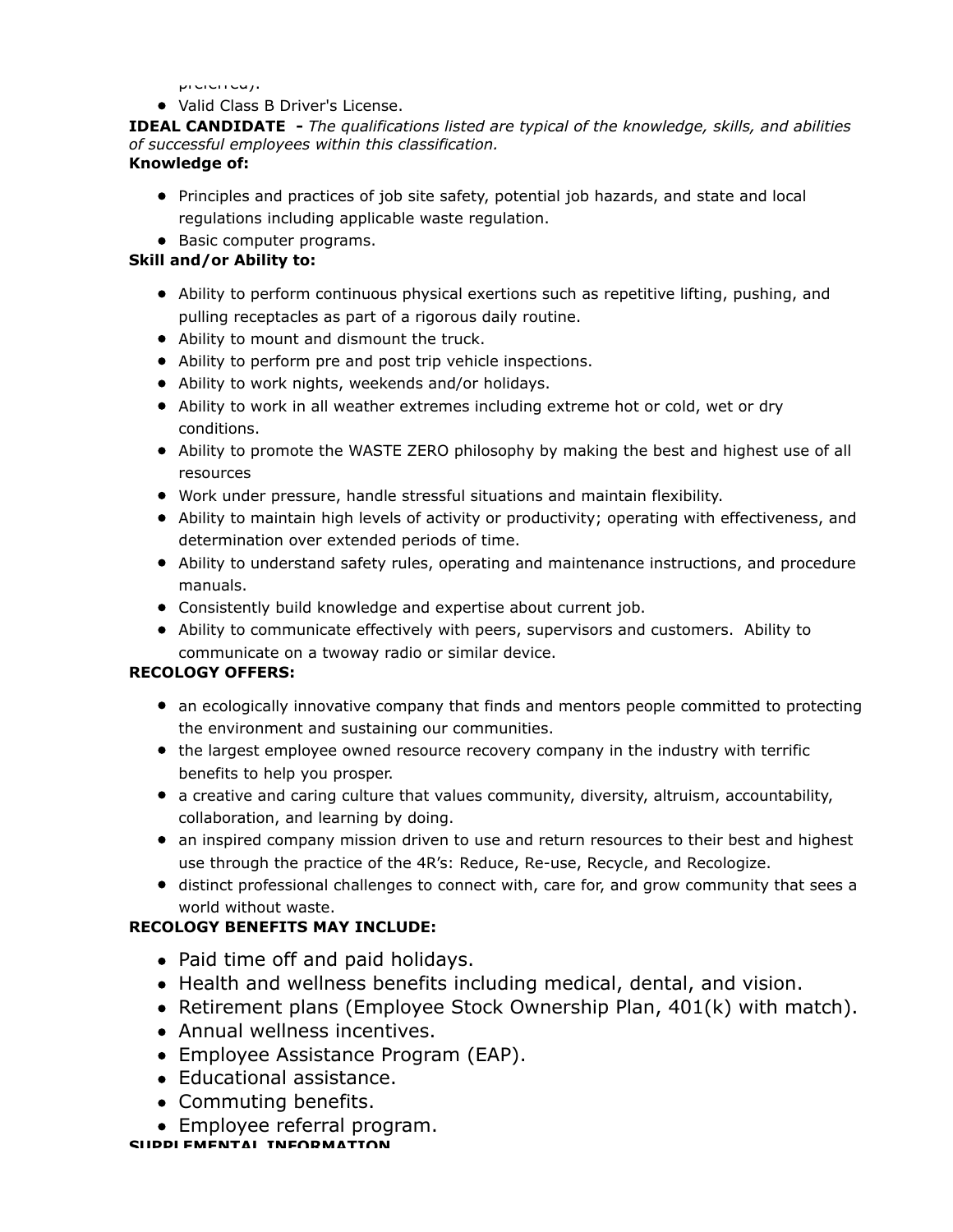preferred).

- Valid Class B Driver's License.

**IDEAL CANDIDATE -** *The qualifications listed are typical of the knowledge, skills, and abilities of successful employees within this classification.*

**Knowledge of:**

- Principles and practices of job site safety, potential job hazards, and state and local regulations including applicable waste regulation.
- Basic computer programs.

**Skill and/or Ability to:**

- Ability to perform continuous physical exertions such as repetitive lifting, pushing, and pulling receptacles as part of a rigorous daily routine.
- Ability to mount and dismount the truck.
- Ability to perform pre and post trip vehicle inspections.
- Ability to work nights, weekends and/or holidays.
- Ability to work in all weather extremes including extreme hot or cold, wet or dry conditions.
- Ability to promote the WASTE ZERO philosophy by making the best and highest use of all resources
- Work under pressure, handle stressful situations and maintain flexibility.
- Ability to maintain high levels of activity or productivity; operating with effectiveness, and determination over extended periods of time.
- Ability to understand safety rules, operating and maintenance instructions, and procedure manuals.
- Consistently build knowledge and expertise about current job.
- Ability to communicate effectively with peers, supervisors and customers. Ability to communicate on a twoway radio or similar device.

**RECOLOGY OFFERS:**

- an ecologically innovative company that finds and mentors people committed to protecting the environment and sustaining our communities.
- the largest employee owned resource recovery company in the industry with terrific benefits to help you prosper.
- a creative and caring culture that values community, diversity, altruism, accountability, collaboration, and learning by doing.
- an inspired company mission driven to use and return resources to their best and highest use through the practice of the 4R's: Reduce, Re-use, Recycle, and Recologize.
- distinct professional challenges to connect with, care for, and grow community that sees a world without waste.

**RECOLOGY BENEFITS MAY INCLUDE:**

- Paid time off and paid holidays.
- Health and wellness benefits including medical, dental, and vision.
- Retirement plans (Employee Stock Ownership Plan, 401(k) with match).
- Annual wellness incentives.
- Employee Assistance Program (EAP).
- Educational assistance.
- Commuting benefits.
- Employee referral program.

**SUPPLEMENTAL INFORMATION**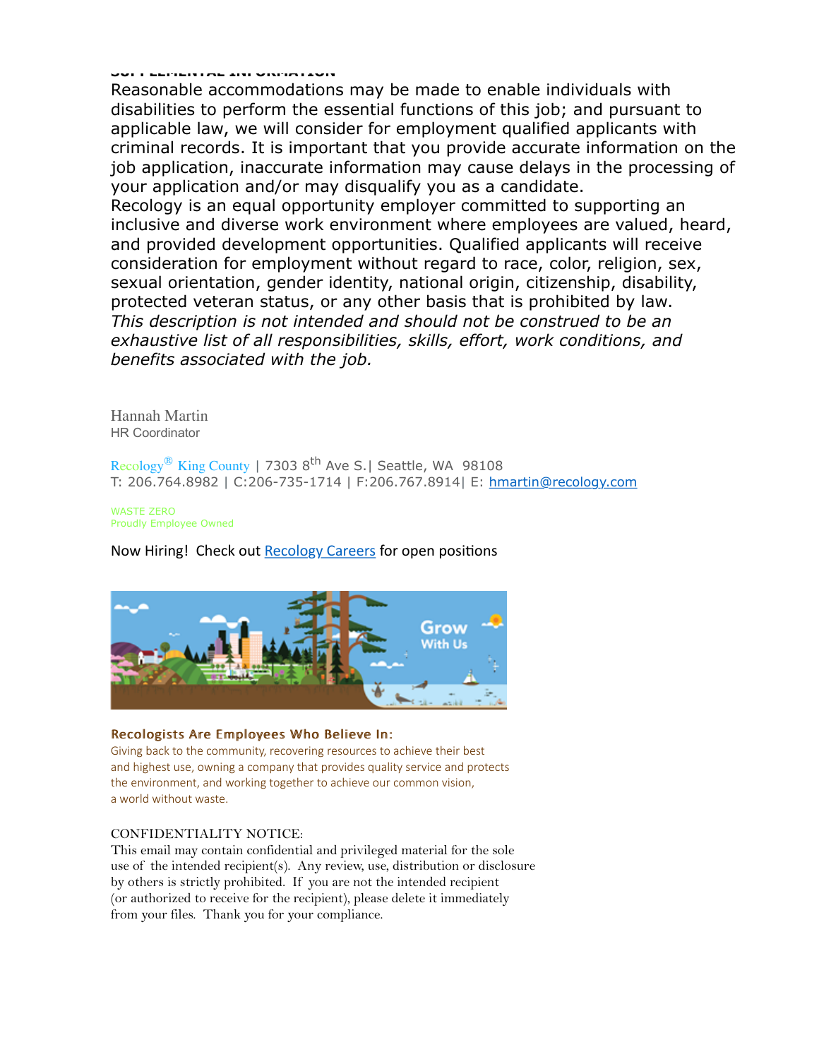SUPPLEMENTAL INFORMATION

Reasonable accommodations may be made to enable individuals with disabilities to perform the essential functions of this job; and pursuant to applicable law, we will consider for employment qualified applicants with criminal records. It is important that you provide accurate information on the job application, inaccurate information may cause delays in the processing of your application and/or may disqualify you as a candidate.

Recology is an equal opportunity employer committed to supporting an inclusive and diverse work environment where employees are valued, heard, and provided development opportunities. Qualified applicants will receive consideration for employment without regard to race, color, religion, sex, sexual orientation, gender identity, national origin, citizenship, disability, protected veteran status, or any other basis that is prohibited by law.

*This description is not intended and should not be construed to be an exhaustive list of all responsibilities, skills, effort, work conditions, and benefits associated with the job.*

Hannah Martin
HR Coordinator

Recology® King County | 7303 8th Ave S.| Seattle, WA 98108
T: 206.764.8982 | C:206-735-1714 | F:206.767.8914| E: hmartin@recology.com

WASTE ZERO
Proudly Employee Owned

Now Hiring! Check out Recology Careers for open positions

Grow With Us

**Recologists Are Employees Who Believe In:**
Giving back to the community, recovering resources to achieve their best and highest use, owning a company that provides quality service and protects the environment, and working together to achieve our common vision, a world without waste.

CONFIDENTIALITY NOTICE:
This email may contain confidential and privileged material for the sole use of the intended recipient(s). Any review, use, distribution or disclosure by others is strictly prohibited. If you are not the intended recipient (or authorized to receive for the recipient), please delete it immediately from your files. Thank you for your compliance.